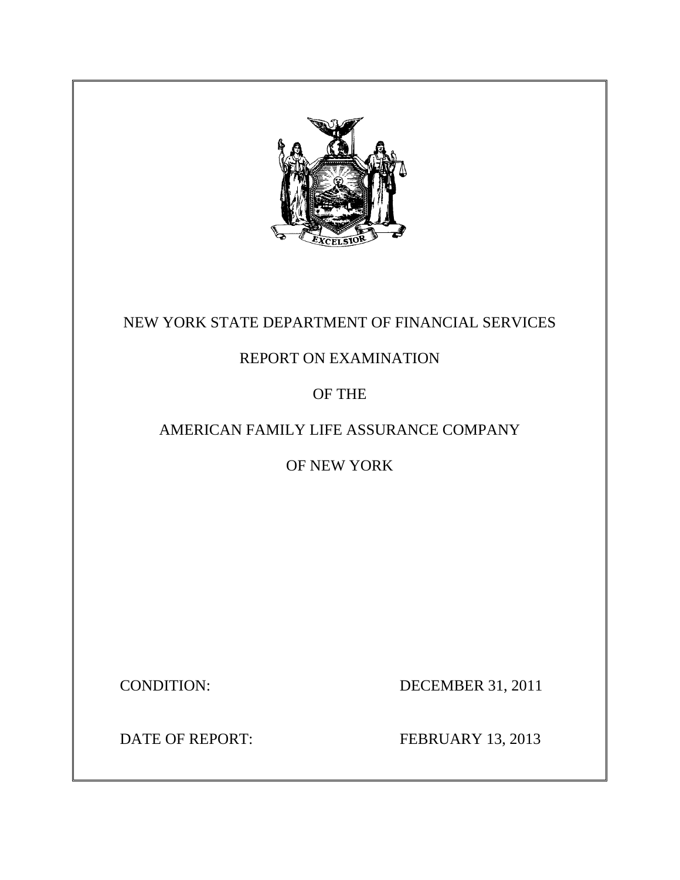NEW YORK STATE DEPARTMENT OF FINANCIAL SERVICES

REPORT ON EXAMINATION

OF THE

AMERICAN FAMILY LIFE ASSURANCE COMPANY

OF NEW YORK

CONDITION: DECEMBER 31, 2011

DATE OF REPORT: FEBRUARY 13, 2013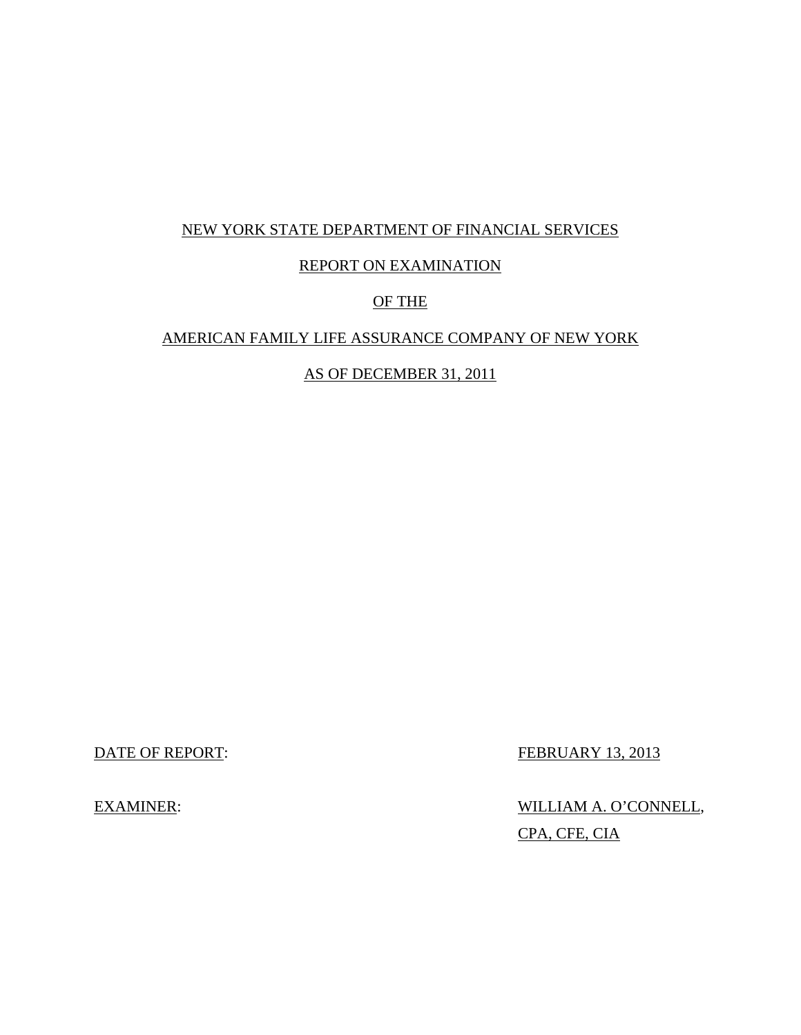NEW YORK STATE DEPARTMENT OF FINANCIAL SERVICES

REPORT ON EXAMINATION

OF THE

AMERICAN FAMILY LIFE ASSURANCE COMPANY OF NEW YORK

AS OF DECEMBER 31, 2011

DATE OF REPORT: FEBRUARY 13, 2013

EXAMINER: WILLIAM A. O'CONNELL, CPA, CFE, CIA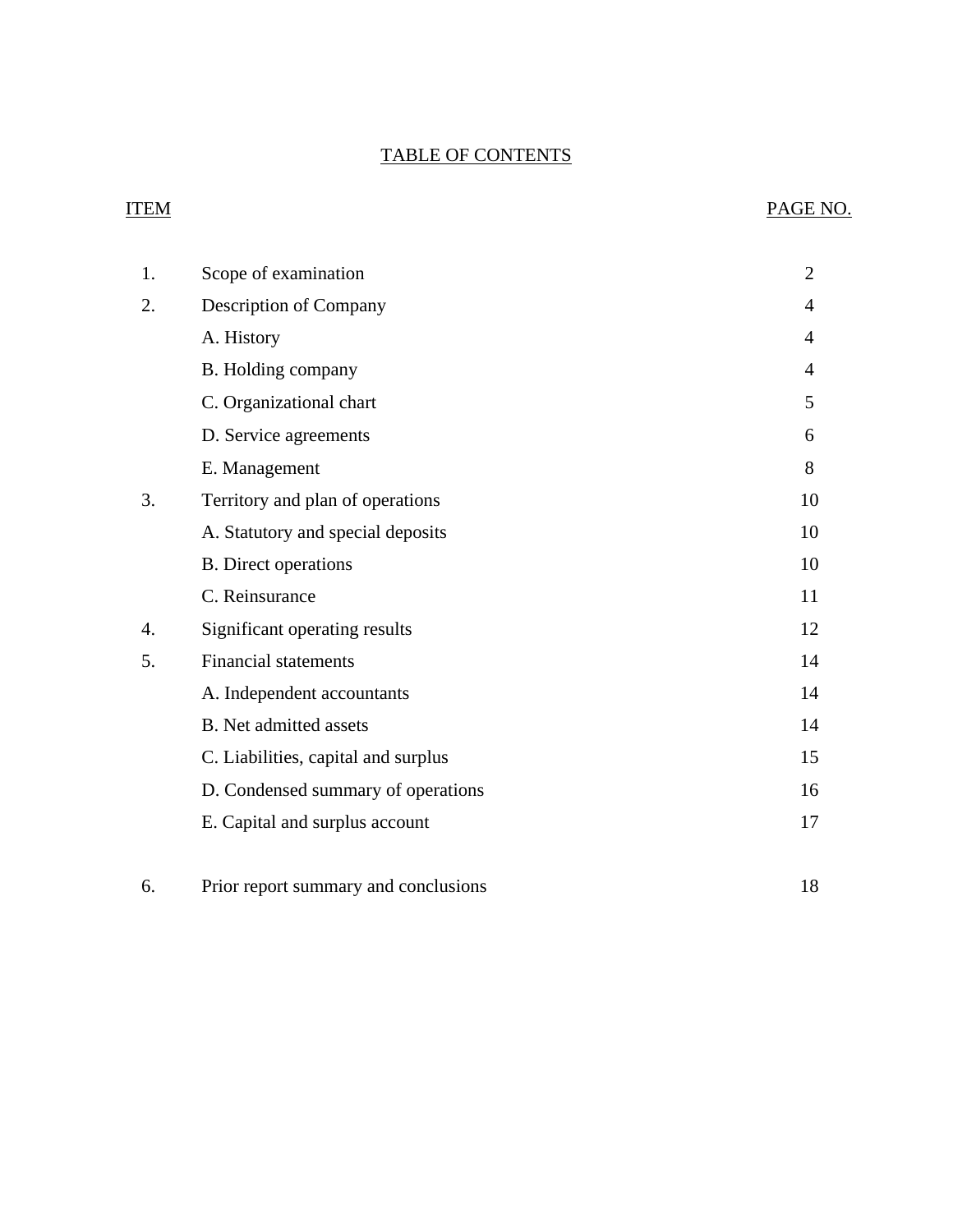# TABLE OF CONTENTS

| ITEM | | PAGE NO. |
|---|---|---|
| 1. | Scope of examination | 2 |
| 2. | Description of Company | 4 |
| | A. History | 4 |
| | B. Holding company | 4 |
| | C. Organizational chart | 5 |
| | D. Service agreements | 6 |
| | E. Management | 8 |
| 3. | Territory and plan of operations | 10 |
| | A. Statutory and special deposits | 10 |
| | B. Direct operations | 10 |
| | C. Reinsurance | 11 |
| 4. | Significant operating results | 12 |
| 5. | Financial statements | 14 |
| | A. Independent accountants | 14 |
| | B. Net admitted assets | 14 |
| | C. Liabilities, capital and surplus | 15 |
| | D. Condensed summary of operations | 16 |
| | E. Capital and surplus account | 17 |
| 6. | Prior report summary and conclusions | 18 |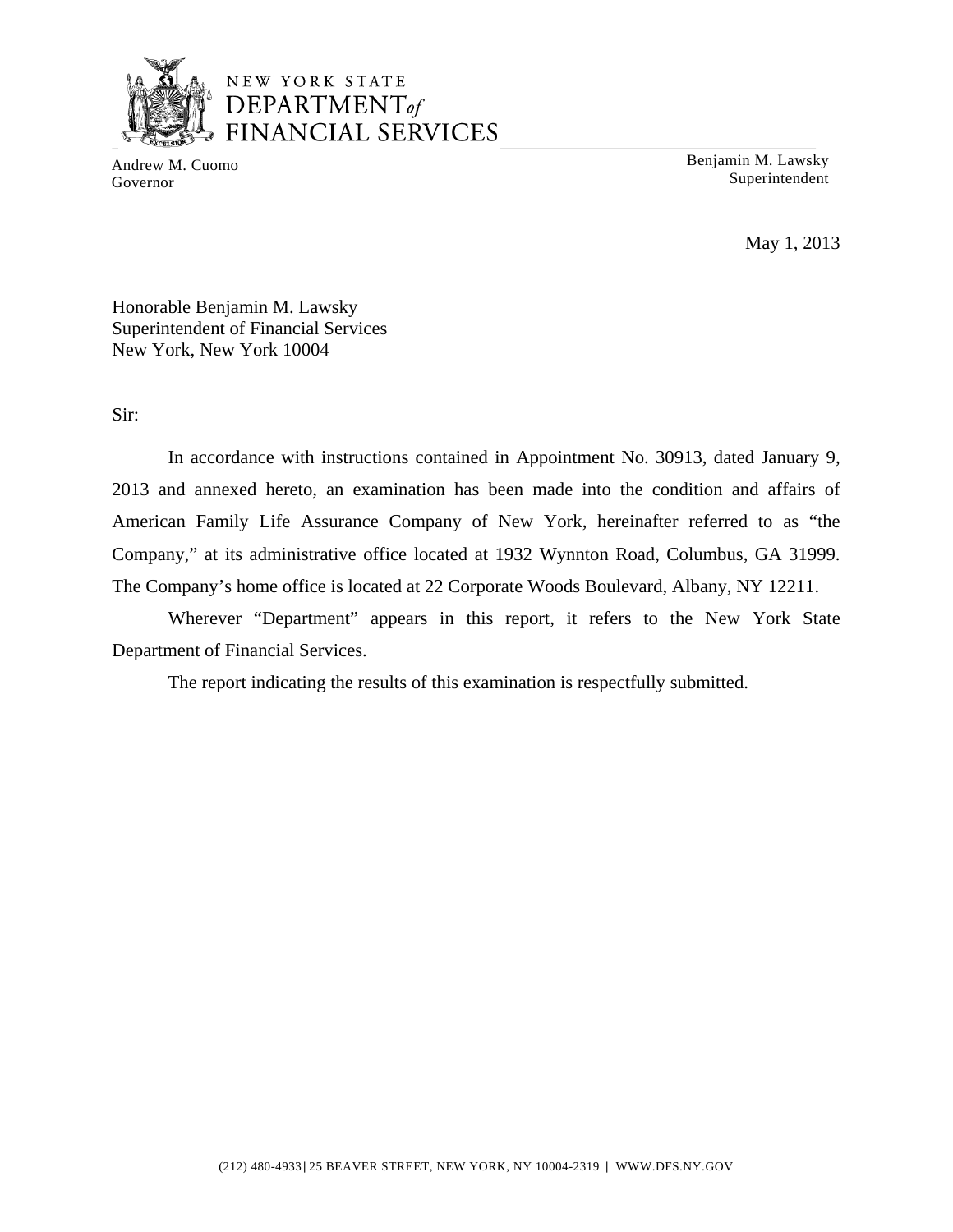NEW YORK STATE
DEPARTMENT *of*
FINANCIAL SERVICES

Andrew M. Cuomo
Governor

Benjamin M. Lawsky
Superintendent

May 1, 2013

Honorable Benjamin M. Lawsky
Superintendent of Financial Services
New York, New York 10004

Sir:

In accordance with instructions contained in Appointment No. 30913, dated January 9, 2013 and annexed hereto, an examination has been made into the condition and affairs of American Family Life Assurance Company of New York, hereinafter referred to as "the Company," at its administrative office located at 1932 Wynnton Road, Columbus, GA 31999. The Company's home office is located at 22 Corporate Woods Boulevard, Albany, NY 12211.

Wherever "Department" appears in this report, it refers to the New York State Department of Financial Services.

The report indicating the results of this examination is respectfully submitted.

(212) 480-4933 | 25 BEAVER STREET, NEW YORK, NY 10004-2319 | WWW.DFS.NY.GOV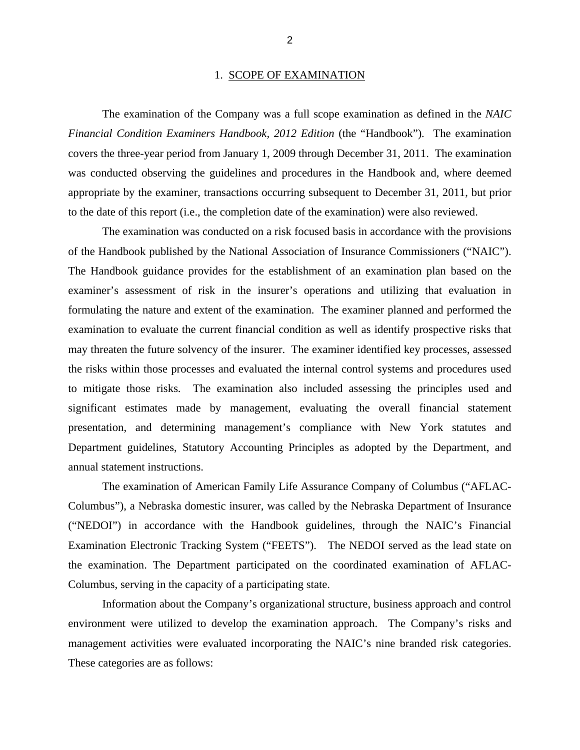## 1. SCOPE OF EXAMINATION

The examination of the Company was a full scope examination as defined in the *NAIC Financial Condition Examiners Handbook, 2012 Edition* (the "Handbook"). The examination covers the three-year period from January 1, 2009 through December 31, 2011. The examination was conducted observing the guidelines and procedures in the Handbook and, where deemed appropriate by the examiner, transactions occurring subsequent to December 31, 2011, but prior to the date of this report (i.e., the completion date of the examination) were also reviewed.

The examination was conducted on a risk focused basis in accordance with the provisions of the Handbook published by the National Association of Insurance Commissioners ("NAIC"). The Handbook guidance provides for the establishment of an examination plan based on the examiner's assessment of risk in the insurer's operations and utilizing that evaluation in formulating the nature and extent of the examination. The examiner planned and performed the examination to evaluate the current financial condition as well as identify prospective risks that may threaten the future solvency of the insurer. The examiner identified key processes, assessed the risks within those processes and evaluated the internal control systems and procedures used to mitigate those risks. The examination also included assessing the principles used and significant estimates made by management, evaluating the overall financial statement presentation, and determining management's compliance with New York statutes and Department guidelines, Statutory Accounting Principles as adopted by the Department, and annual statement instructions.

The examination of American Family Life Assurance Company of Columbus ("AFLAC-Columbus"), a Nebraska domestic insurer, was called by the Nebraska Department of Insurance ("NEDOI") in accordance with the Handbook guidelines, through the NAIC's Financial Examination Electronic Tracking System ("FEETS"). The NEDOI served as the lead state on the examination. The Department participated on the coordinated examination of AFLAC-Columbus, serving in the capacity of a participating state.

Information about the Company's organizational structure, business approach and control environment were utilized to develop the examination approach. The Company's risks and management activities were evaluated incorporating the NAIC's nine branded risk categories. These categories are as follows: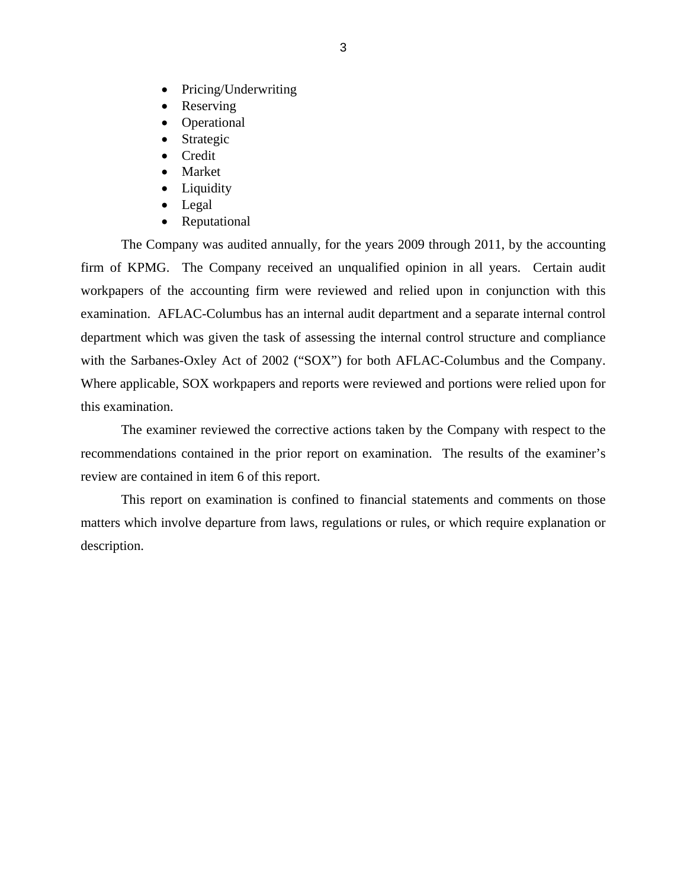- Pricing/Underwriting
- Reserving
- Operational
- Strategic
- Credit
- Market
- Liquidity
- Legal
- Reputational

The Company was audited annually, for the years 2009 through 2011, by the accounting firm of KPMG. The Company received an unqualified opinion in all years. Certain audit workpapers of the accounting firm were reviewed and relied upon in conjunction with this examination. AFLAC-Columbus has an internal audit department and a separate internal control department which was given the task of assessing the internal control structure and compliance with the Sarbanes-Oxley Act of 2002 ("SOX") for both AFLAC-Columbus and the Company. Where applicable, SOX workpapers and reports were reviewed and portions were relied upon for this examination.

The examiner reviewed the corrective actions taken by the Company with respect to the recommendations contained in the prior report on examination. The results of the examiner's review are contained in item 6 of this report.

This report on examination is confined to financial statements and comments on those matters which involve departure from laws, regulations or rules, or which require explanation or description.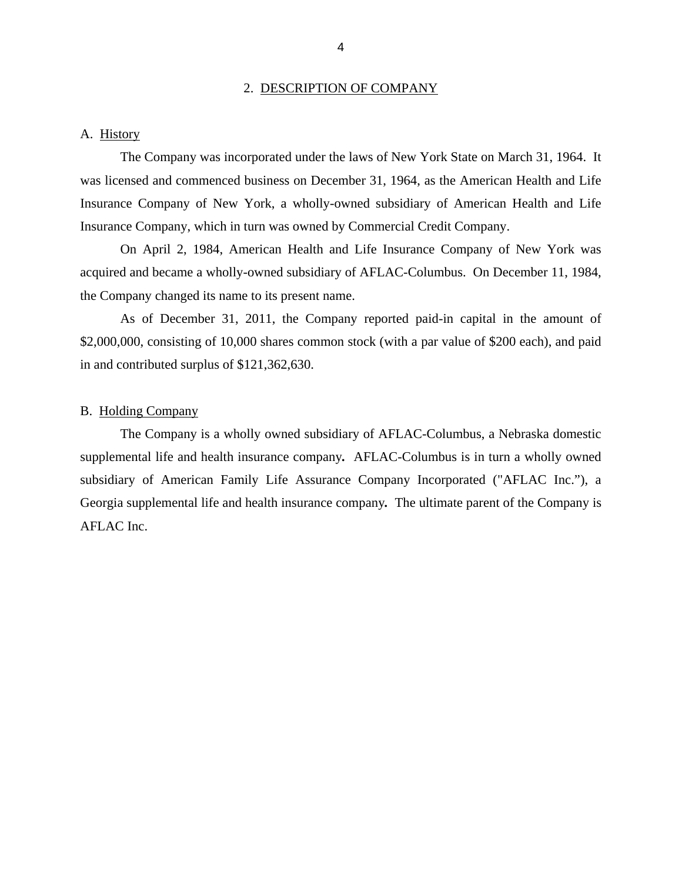## 2. DESCRIPTION OF COMPANY

### A. History

The Company was incorporated under the laws of New York State on March 31, 1964. It was licensed and commenced business on December 31, 1964, as the American Health and Life Insurance Company of New York, a wholly-owned subsidiary of American Health and Life Insurance Company, which in turn was owned by Commercial Credit Company.

On April 2, 1984, American Health and Life Insurance Company of New York was acquired and became a wholly-owned subsidiary of AFLAC-Columbus. On December 11, 1984, the Company changed its name to its present name.

As of December 31, 2011, the Company reported paid-in capital in the amount of $2,000,000, consisting of 10,000 shares common stock (with a par value of $200 each), and paid in and contributed surplus of $121,362,630.

### B. Holding Company

The Company is a wholly owned subsidiary of AFLAC-Columbus, a Nebraska domestic supplemental life and health insurance company**.** AFLAC-Columbus is in turn a wholly owned subsidiary of American Family Life Assurance Company Incorporated ("AFLAC Inc."), a Georgia supplemental life and health insurance company**.** The ultimate parent of the Company is AFLAC Inc.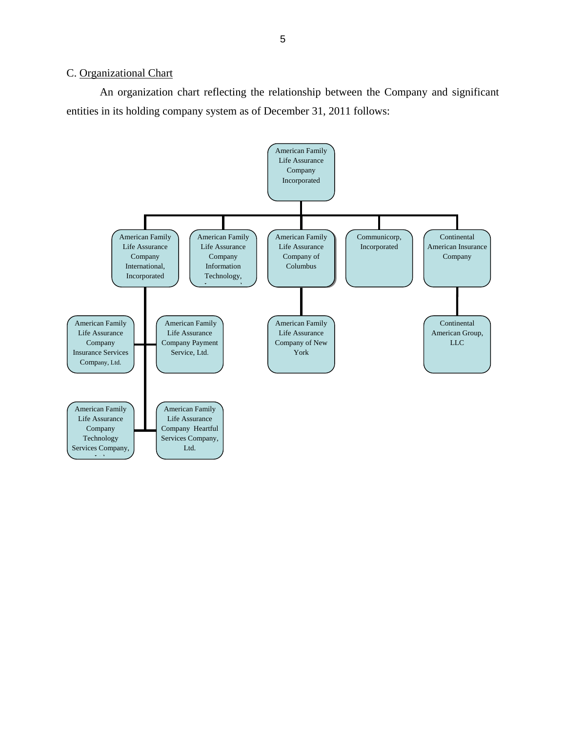C. Organizational Chart

An organization chart reflecting the relationship between the Company and significant entities in its holding company system as of December 31, 2011 follows:

American Family Life Assurance Company Incorporated

American Family Life Assurance Company International, Incorporated

American Family Life Assurance Company Information Technology, Incorporated

American Family Life Assurance Company of Columbus

Communicorp, Incorporated

Continental American Insurance Company

American Family Life Assurance Company Insurance Services Company, Ltd.

American Family Life Assurance Company Payment Service, Ltd.

American Family Life Assurance Company of New York

Continental American Group, LLC

American Family Life Assurance Company Technology Services Company, Ltd.

American Family Life Assurance Company Heartful Services Company, Ltd.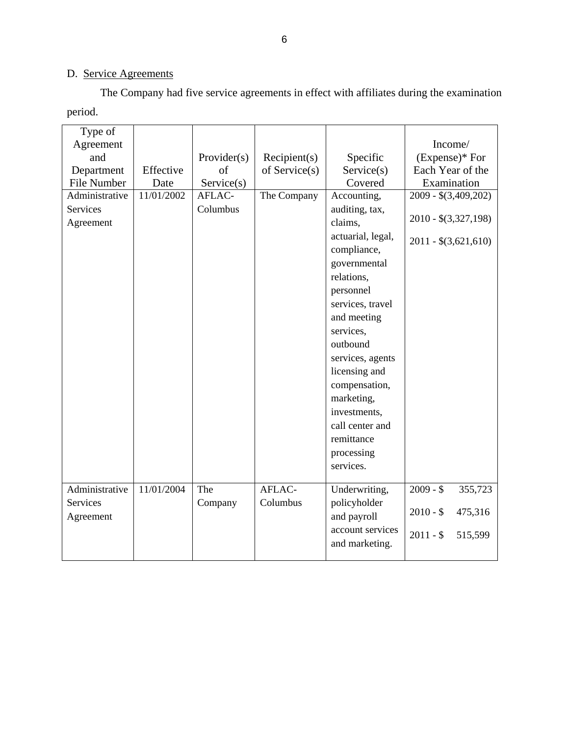D. Service Agreements

The Company had five service agreements in effect with affiliates during the examination period.

| Type of Agreement and Department File Number | Effective Date | Provider(s) of Service(s) | Recipient(s) of Service(s) | Specific Service(s) Covered | Income/ (Expense)* For Each Year of the Examination |
|---|---|---|---|---|---|
| Administrative Services Agreement | 11/01/2002 | AFLAC-Columbus | The Company | Accounting, auditing, tax, claims, actuarial, legal, compliance, governmental relations, personnel services, travel and meeting services, outbound services, agents licensing and compensation, marketing, investments, call center and remittance processing services. | 2009 - $(3,409,202)<br>2010 - $(3,327,198)<br>2011 - $(3,621,610) |
| Administrative Services Agreement | 11/01/2004 | The Company | AFLAC-Columbus | Underwriting, policyholder and payroll account services and marketing. | 2009 - $ 355,723<br>2010 - $ 475,316<br>2011 - $ 515,599 |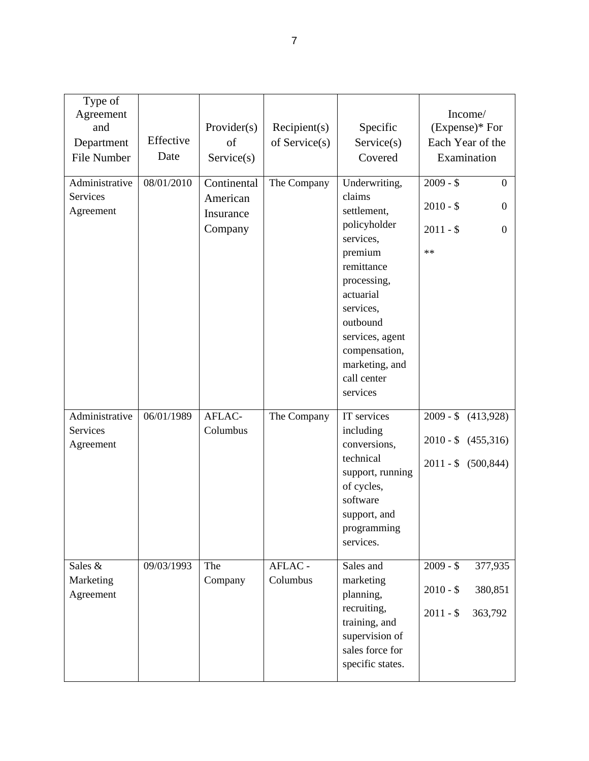| Type of Agreement and Department File Number | Effective Date | Provider(s) of Service(s) | Recipient(s) of Service(s) | Specific Service(s) Covered | Income/ (Expense)* For Each Year of the Examination |
|---|---|---|---|---|---|
| Administrative Services Agreement | 08/01/2010 | Continental American Insurance Company | The Company | Underwriting, claims settlement, policyholder services, premium remittance processing, actuarial services, outbound services, agent compensation, marketing, and call center services | 2009 - $ 0<br>2010 - $ 0<br>2011 - $ 0<br>** |
| Administrative Services Agreement | 06/01/1989 | AFLAC-Columbus | The Company | IT services including conversions, technical support, running of cycles, software support, and programming services. | 2009 - $ (413,928)<br>2010 - $ (455,316)<br>2011 - $ (500,844) |
| Sales & Marketing Agreement | 09/03/1993 | The Company | AFLAC - Columbus | Sales and marketing planning, recruiting, training, and supervision of sales force for specific states. | 2009 - $ 377,935<br>2010 - $ 380,851<br>2011 - $ 363,792 |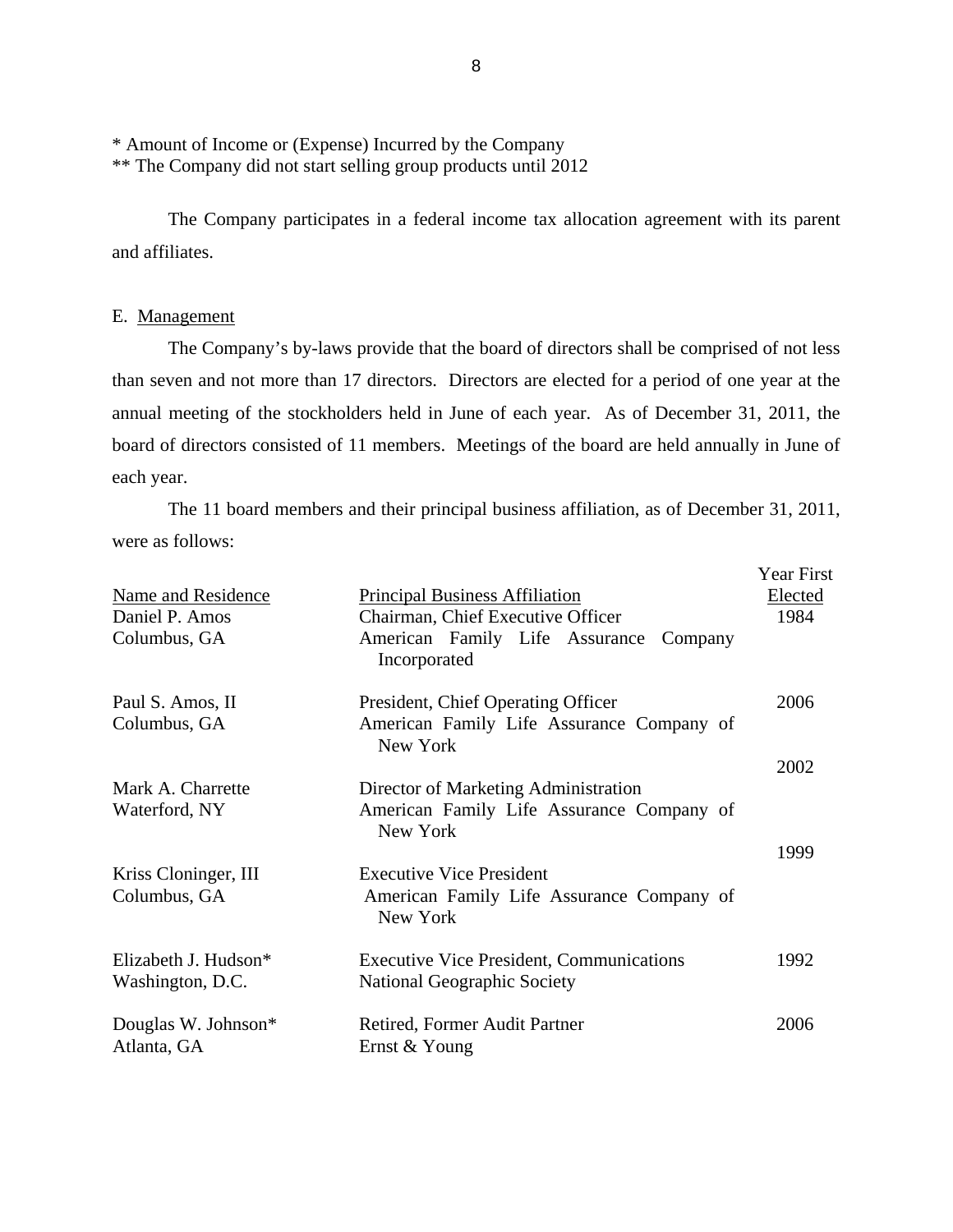\* Amount of Income or (Expense) Incurred by the Company
\*\* The Company did not start selling group products until 2012

The Company participates in a federal income tax allocation agreement with its parent and affiliates.

E. Management

The Company's by-laws provide that the board of directors shall be comprised of not less than seven and not more than 17 directors. Directors are elected for a period of one year at the annual meeting of the stockholders held in June of each year. As of December 31, 2011, the board of directors consisted of 11 members. Meetings of the board are held annually in June of each year.

The 11 board members and their principal business affiliation, as of December 31, 2011, were as follows:

| Name and Residence | Principal Business Affiliation | Year First Elected |
|---|---|---|
| Daniel P. Amos<br>Columbus, GA | Chairman, Chief Executive Officer<br>American Family Life Assurance Company Incorporated | 1984 |
| Paul S. Amos, II<br>Columbus, GA | President, Chief Operating Officer<br>American Family Life Assurance Company of New York | 2006 |
| Mark A. Charrette<br>Waterford, NY | Director of Marketing Administration<br>American Family Life Assurance Company of New York | 2002 |
| Kriss Cloninger, III<br>Columbus, GA | Executive Vice President<br>American Family Life Assurance Company of New York | 1999 |
| Elizabeth J. Hudson*<br>Washington, D.C. | Executive Vice President, Communications<br>National Geographic Society | 1992 |
| Douglas W. Johnson*<br>Atlanta, GA | Retired, Former Audit Partner<br>Ernst & Young | 2006 |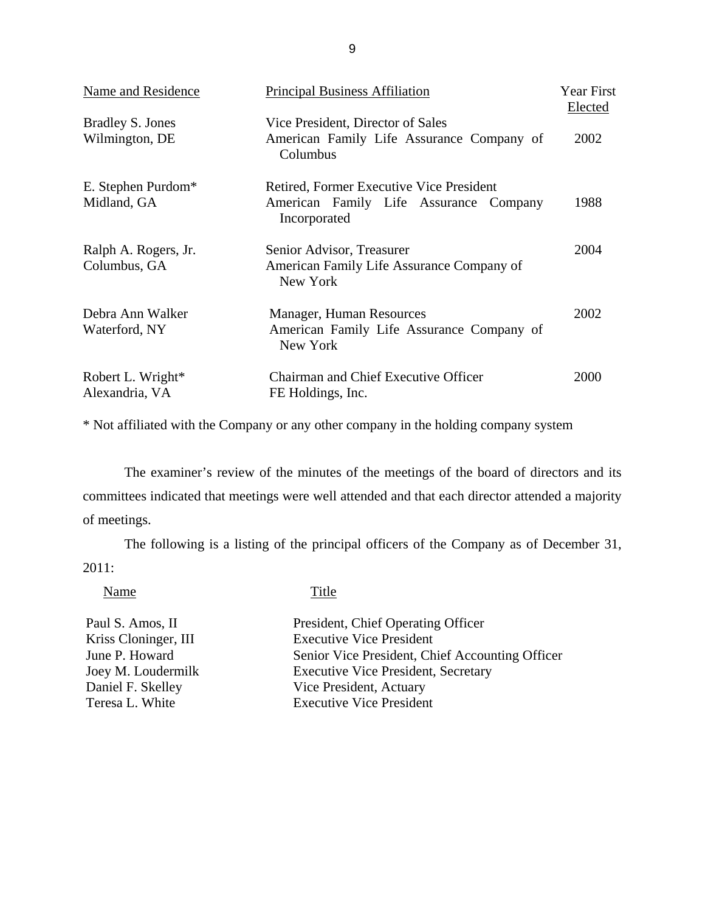| Name and Residence | Principal Business Affiliation | Year First Elected |
|---|---|---|
| Bradley S. Jones<br>Wilmington, DE | Vice President, Director of Sales<br>American Family Life Assurance Company of Columbus | 2002 |
| E. Stephen Purdom*<br>Midland, GA | Retired, Former Executive Vice President<br>American Family Life Assurance Company Incorporated | 1988 |
| Ralph A. Rogers, Jr.<br>Columbus, GA | Senior Advisor, Treasurer<br>American Family Life Assurance Company of New York | 2004 |
| Debra Ann Walker<br>Waterford, NY | Manager, Human Resources<br>American Family Life Assurance Company of New York | 2002 |
| Robert L. Wright*<br>Alexandria, VA | Chairman and Chief Executive Officer<br>FE Holdings, Inc. | 2000 |

* Not affiliated with the Company or any other company in the holding company system

The examiner's review of the minutes of the meetings of the board of directors and its committees indicated that meetings were well attended and that each director attended a majority of meetings.

The following is a listing of the principal officers of the Company as of December 31, 2011:

| Name | Title |
|---|---|
| Paul S. Amos, II | President, Chief Operating Officer |
| Kriss Cloninger, III | Executive Vice President |
| June P. Howard | Senior Vice President, Chief Accounting Officer |
| Joey M. Loudermilk | Executive Vice President, Secretary |
| Daniel F. Skelley | Vice President, Actuary |
| Teresa L. White | Executive Vice President |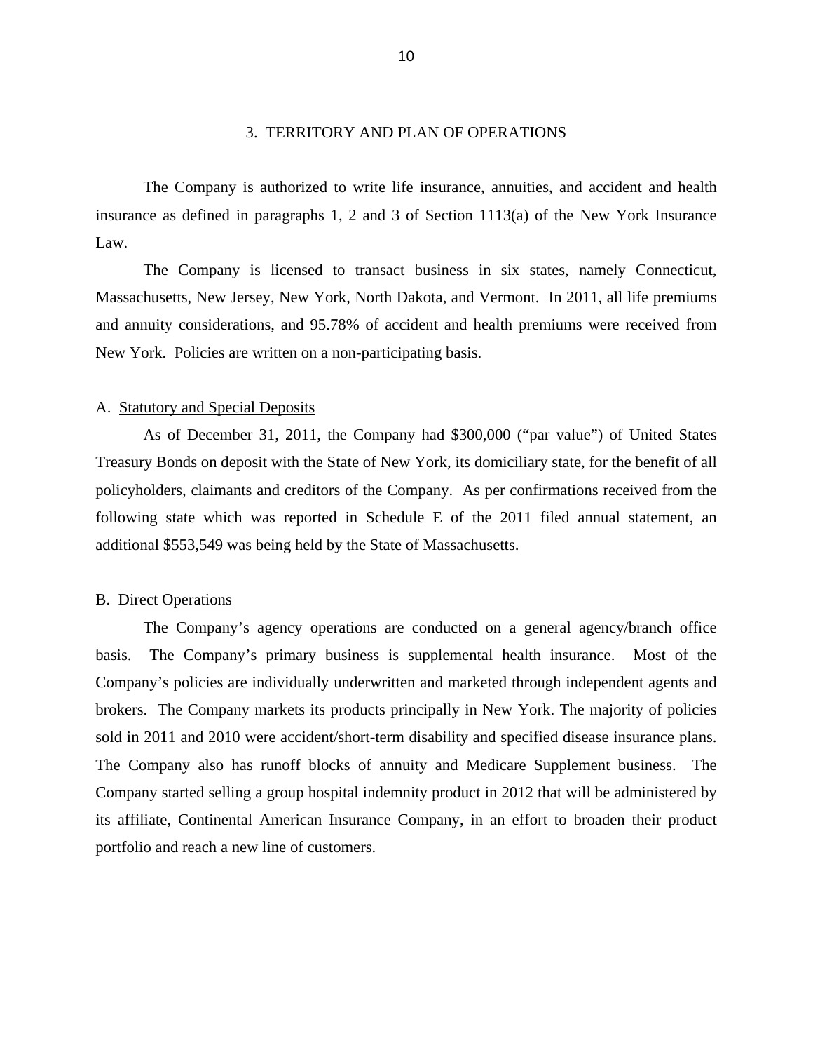## 3. TERRITORY AND PLAN OF OPERATIONS

The Company is authorized to write life insurance, annuities, and accident and health insurance as defined in paragraphs 1, 2 and 3 of Section 1113(a) of the New York Insurance Law.

The Company is licensed to transact business in six states, namely Connecticut, Massachusetts, New Jersey, New York, North Dakota, and Vermont. In 2011, all life premiums and annuity considerations, and 95.78% of accident and health premiums were received from New York. Policies are written on a non-participating basis.

### A. Statutory and Special Deposits

As of December 31, 2011, the Company had $300,000 ("par value") of United States Treasury Bonds on deposit with the State of New York, its domiciliary state, for the benefit of all policyholders, claimants and creditors of the Company. As per confirmations received from the following state which was reported in Schedule E of the 2011 filed annual statement, an additional $553,549 was being held by the State of Massachusetts.

### B. Direct Operations

The Company's agency operations are conducted on a general agency/branch office basis. The Company's primary business is supplemental health insurance. Most of the Company's policies are individually underwritten and marketed through independent agents and brokers. The Company markets its products principally in New York. The majority of policies sold in 2011 and 2010 were accident/short-term disability and specified disease insurance plans. The Company also has runoff blocks of annuity and Medicare Supplement business. The Company started selling a group hospital indemnity product in 2012 that will be administered by its affiliate, Continental American Insurance Company, in an effort to broaden their product portfolio and reach a new line of customers.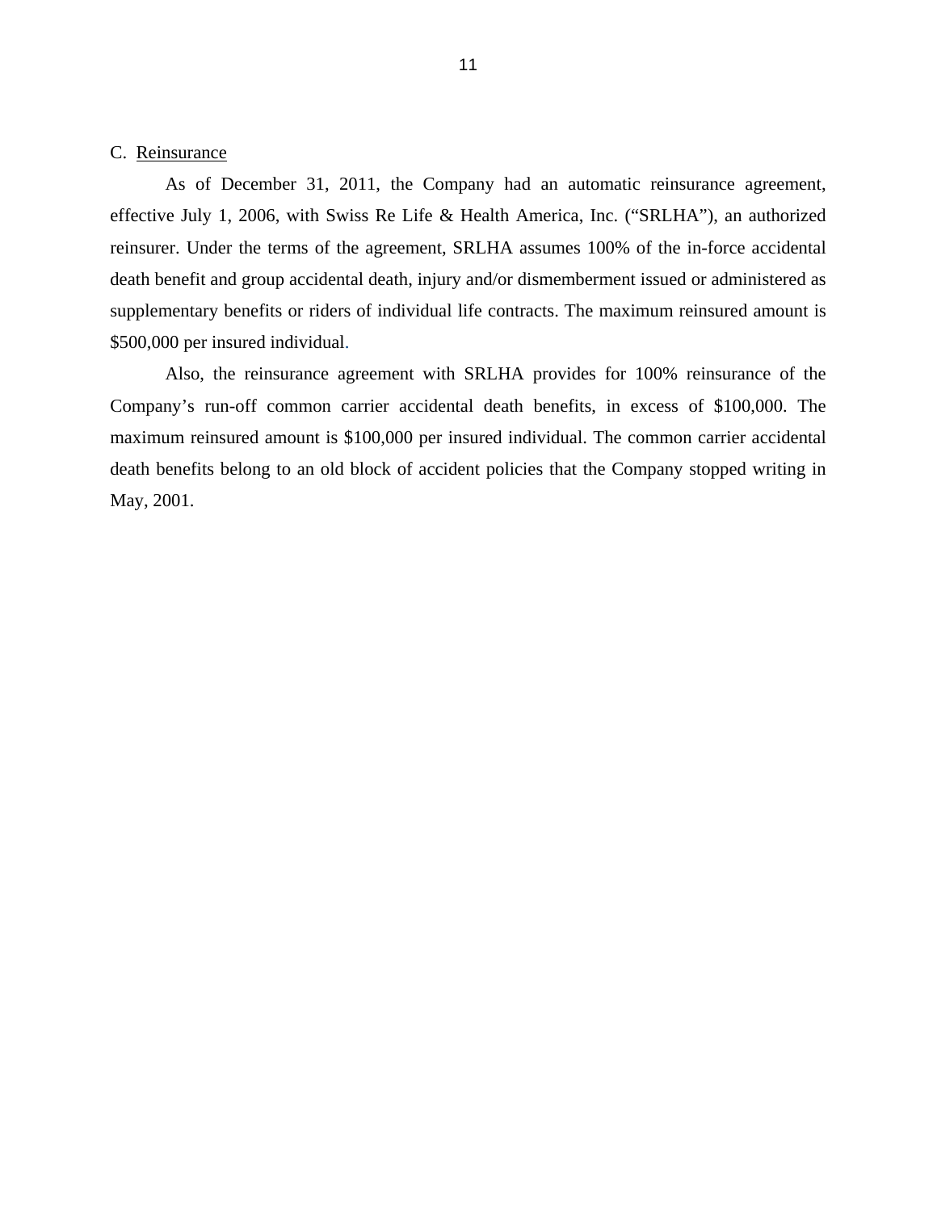C. Reinsurance

As of December 31, 2011, the Company had an automatic reinsurance agreement, effective July 1, 2006, with Swiss Re Life & Health America, Inc. ("SRLHA"), an authorized reinsurer. Under the terms of the agreement, SRLHA assumes 100% of the in-force accidental death benefit and group accidental death, injury and/or dismemberment issued or administered as supplementary benefits or riders of individual life contracts. The maximum reinsured amount is $500,000 per insured individual.

Also, the reinsurance agreement with SRLHA provides for 100% reinsurance of the Company's run-off common carrier accidental death benefits, in excess of $100,000. The maximum reinsured amount is $100,000 per insured individual. The common carrier accidental death benefits belong to an old block of accident policies that the Company stopped writing in May, 2001.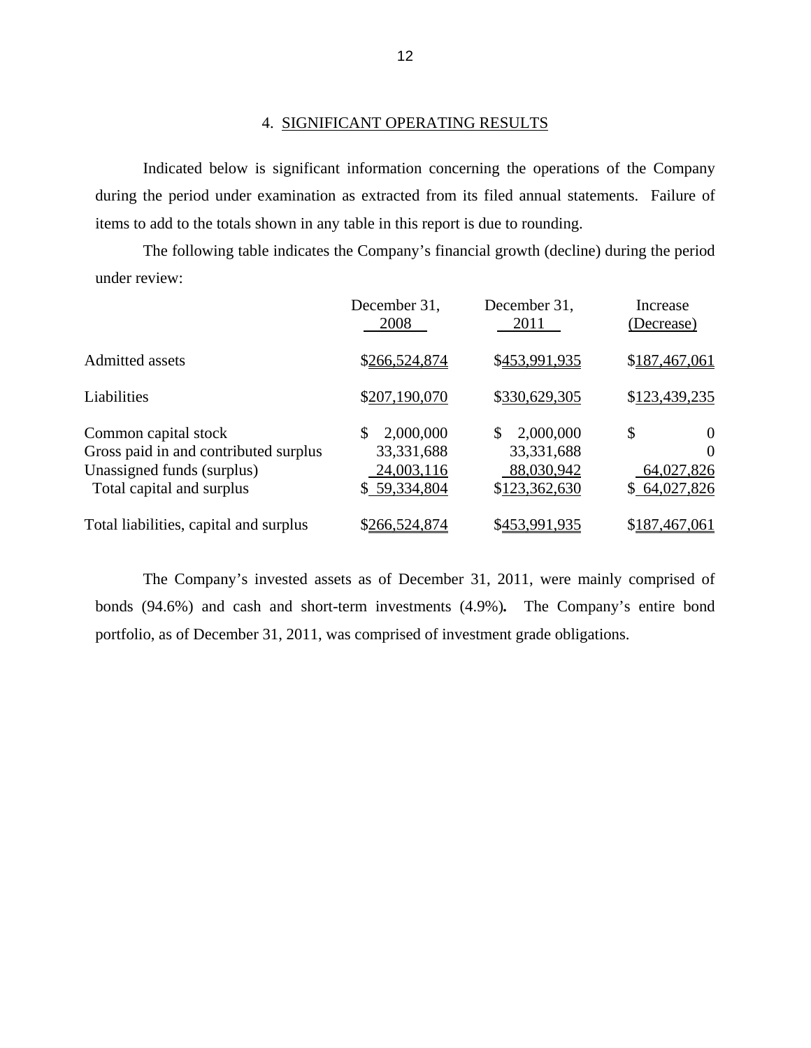## 4. SIGNIFICANT OPERATING RESULTS

Indicated below is significant information concerning the operations of the Company during the period under examination as extracted from its filed annual statements. Failure of items to add to the totals shown in any table in this report is due to rounding.

The following table indicates the Company's financial growth (decline) during the period under review:

| | December 31, 2008 | December 31, 2011 | Increase (Decrease) |
|---|---|---|---|
| Admitted assets | $266,524,874 | $453,991,935 | $187,467,061 |
| Liabilities | $207,190,070 | $330,629,305 | $123,439,235 |
| Common capital stock | $ 2,000,000 | $ 2,000,000 | $ 0 |
| Gross paid in and contributed surplus | 33,331,688 | 33,331,688 | 0 |
| Unassigned funds (surplus) | 24,003,116 | 88,030,942 | 64,027,826 |
| Total capital and surplus | $ 59,334,804 | $123,362,630 | $ 64,027,826 |
| Total liabilities, capital and surplus | $266,524,874 | $453,991,935 | $187,467,061 |

The Company's invested assets as of December 31, 2011, were mainly comprised of bonds (94.6%) and cash and short-term investments (4.9%). The Company's entire bond portfolio, as of December 31, 2011, was comprised of investment grade obligations.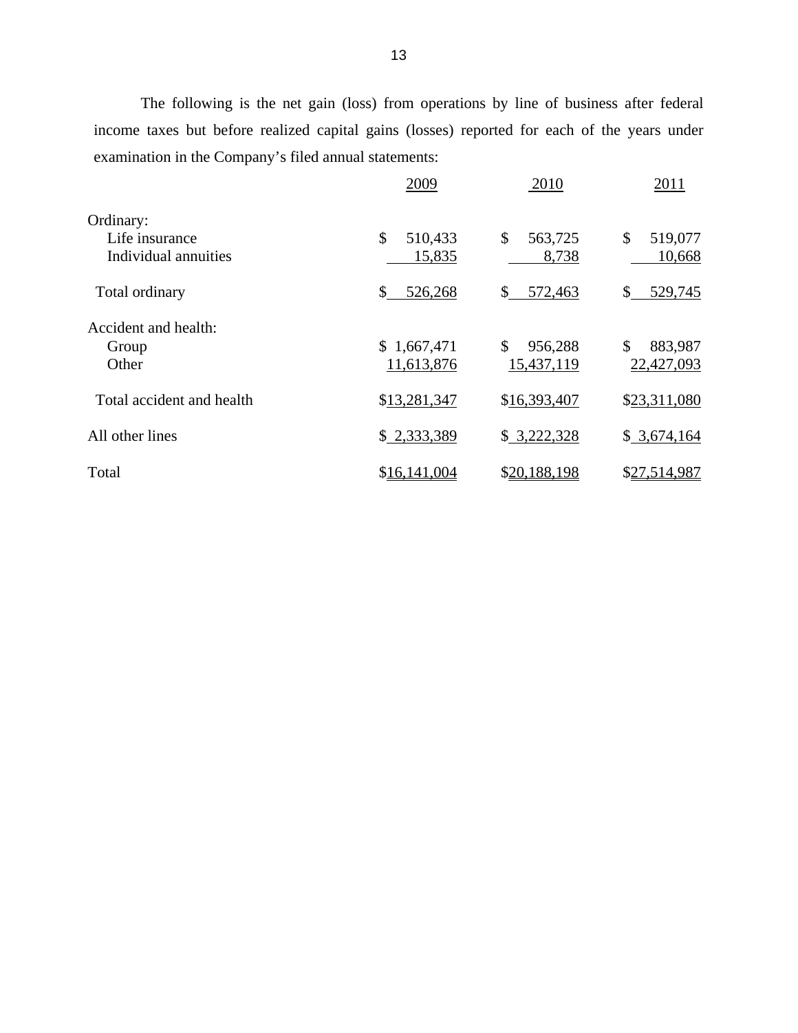The following is the net gain (loss) from operations by line of business after federal income taxes but before realized capital gains (losses) reported for each of the years under examination in the Company's filed annual statements:

| | 2009 | 2010 | 2011 |
|---|---|---|---|
| Ordinary: | | | |
| Life insurance | $ 510,433 | $ 563,725 | $ 519,077 |
| Individual annuities | 15,835 | 8,738 | 10,668 |
| Total ordinary | $ 526,268 | $ 572,463 | $ 529,745 |
| Accident and health: | | | |
| Group | $ 1,667,471 | $ 956,288 | $ 883,987 |
| Other | 11,613,876 | 15,437,119 | 22,427,093 |
| Total accident and health | $13,281,347 | $16,393,407 | $23,311,080 |
| All other lines | $ 2,333,389 | $ 3,222,328 | $ 3,674,164 |
| Total | $16,141,004 | $20,188,198 | $27,514,987 |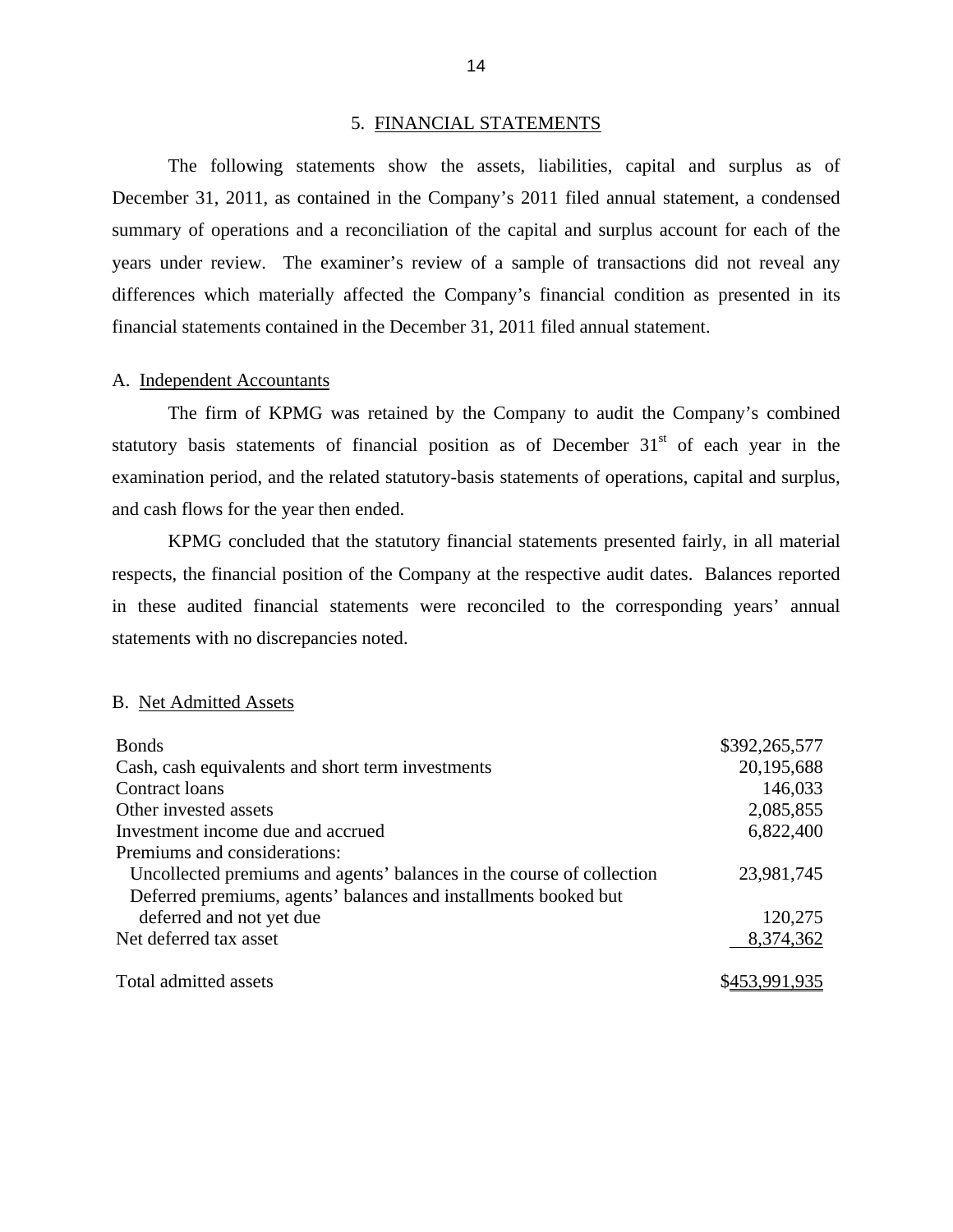## 5. FINANCIAL STATEMENTS

The following statements show the assets, liabilities, capital and surplus as of December 31, 2011, as contained in the Company's 2011 filed annual statement, a condensed summary of operations and a reconciliation of the capital and surplus account for each of the years under review. The examiner's review of a sample of transactions did not reveal any differences which materially affected the Company's financial condition as presented in its financial statements contained in the December 31, 2011 filed annual statement.

### A. Independent Accountants

The firm of KPMG was retained by the Company to audit the Company's combined statutory basis statements of financial position as of December 31st of each year in the examination period, and the related statutory-basis statements of operations, capital and surplus, and cash flows for the year then ended.

KPMG concluded that the statutory financial statements presented fairly, in all material respects, the financial position of the Company at the respective audit dates. Balances reported in these audited financial statements were reconciled to the corresponding years' annual statements with no discrepancies noted.

### B. Net Admitted Assets

| | |
|---|---|
| Bonds | $392,265,577 |
| Cash, cash equivalents and short term investments | 20,195,688 |
| Contract loans | 146,033 |
| Other invested assets | 2,085,855 |
| Investment income due and accrued | 6,822,400 |
| Premiums and considerations: | |
| Uncollected premiums and agents' balances in the course of collection | 23,981,745 |
| Deferred premiums, agents' balances and installments booked but deferred and not yet due | 120,275 |
| Net deferred tax asset | 8,374,362 |
| Total admitted assets | $453,991,935 |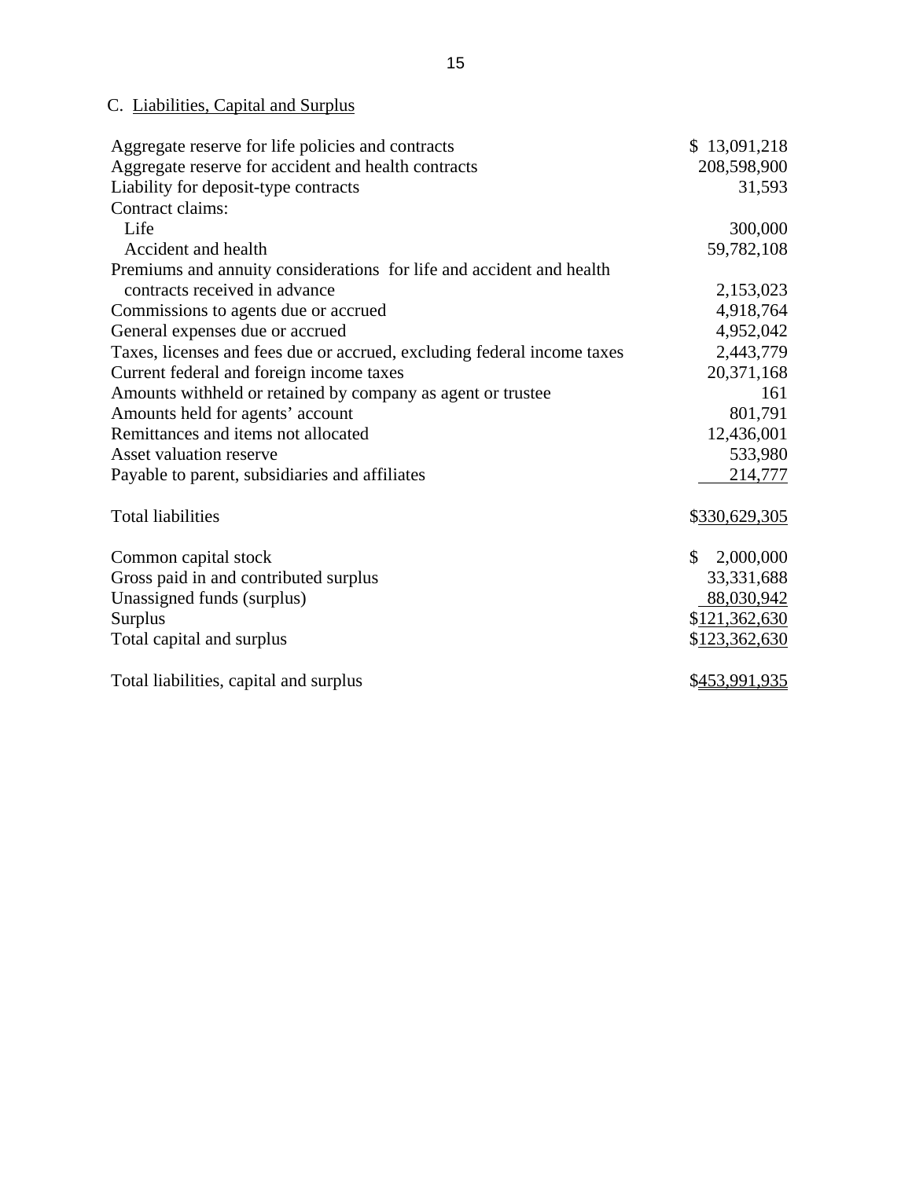C. Liabilities, Capital and Surplus

| | |
|---|---|
| Aggregate reserve for life policies and contracts | $ 13,091,218 |
| Aggregate reserve for accident and health contracts | 208,598,900 |
| Liability for deposit-type contracts | 31,593 |
| Contract claims: | |
| Life | 300,000 |
| Accident and health | 59,782,108 |
| Premiums and annuity considerations for life and accident and health contracts received in advance | 2,153,023 |
| Commissions to agents due or accrued | 4,918,764 |
| General expenses due or accrued | 4,952,042 |
| Taxes, licenses and fees due or accrued, excluding federal income taxes | 2,443,779 |
| Current federal and foreign income taxes | 20,371,168 |
| Amounts withheld or retained by company as agent or trustee | 161 |
| Amounts held for agents' account | 801,791 |
| Remittances and items not allocated | 12,436,001 |
| Asset valuation reserve | 533,980 |
| Payable to parent, subsidiaries and affiliates | 214,777 |
| Total liabilities | $330,629,305 |
| Common capital stock | $ 2,000,000 |
| Gross paid in and contributed surplus | 33,331,688 |
| Unassigned funds (surplus) | 88,030,942 |
| Surplus | $121,362,630 |
| Total capital and surplus | $123,362,630 |
| Total liabilities, capital and surplus | $453,991,935 |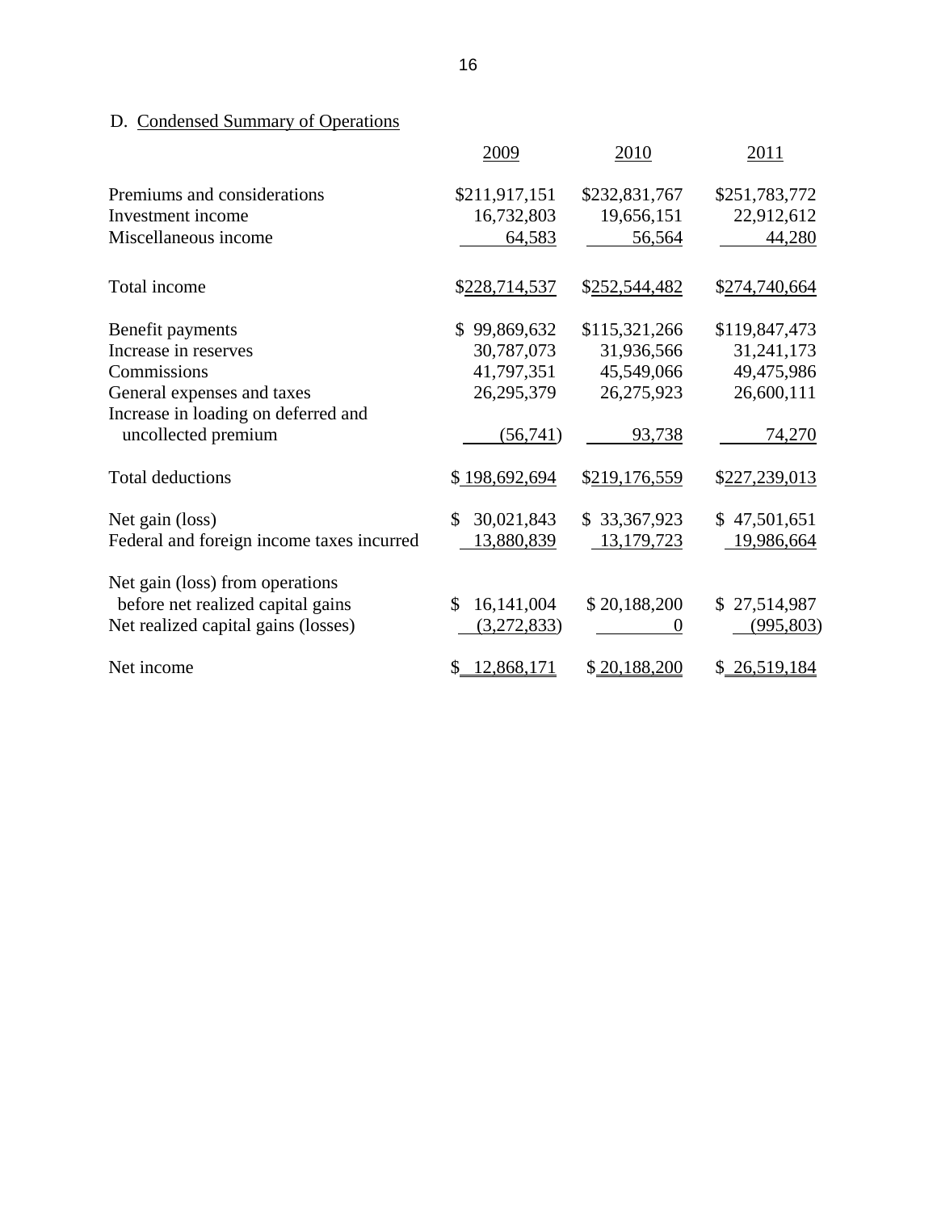D. Condensed Summary of Operations

| | 2009 | 2010 | 2011 |
|---|---|---|---|
| Premiums and considerations | $211,917,151 | $232,831,767 | $251,783,772 |
| Investment income | 16,732,803 | 19,656,151 | 22,912,612 |
| Miscellaneous income | 64,583 | 56,564 | 44,280 |
| Total income | $228,714,537 | $252,544,482 | $274,740,664 |
| Benefit payments | $ 99,869,632 | $115,321,266 | $119,847,473 |
| Increase in reserves | 30,787,073 | 31,936,566 | 31,241,173 |
| Commissions | 41,797,351 | 45,549,066 | 49,475,986 |
| General expenses and taxes | 26,295,379 | 26,275,923 | 26,600,111 |
| Increase in loading on deferred and uncollected premium | (56,741) | 93,738 | 74,270 |
| Total deductions | $ 198,692,694 | $219,176,559 | $227,239,013 |
| Net gain (loss) | $ 30,021,843 | $ 33,367,923 | $ 47,501,651 |
| Federal and foreign income taxes incurred | 13,880,839 | 13,179,723 | 19,986,664 |
| Net gain (loss) from operations before net realized capital gains | $ 16,141,004 | $ 20,188,200 | $ 27,514,987 |
| Net realized capital gains (losses) | (3,272,833) | 0 | (995,803) |
| Net income | $ 12,868,171 | $ 20,188,200 | $ 26,519,184 |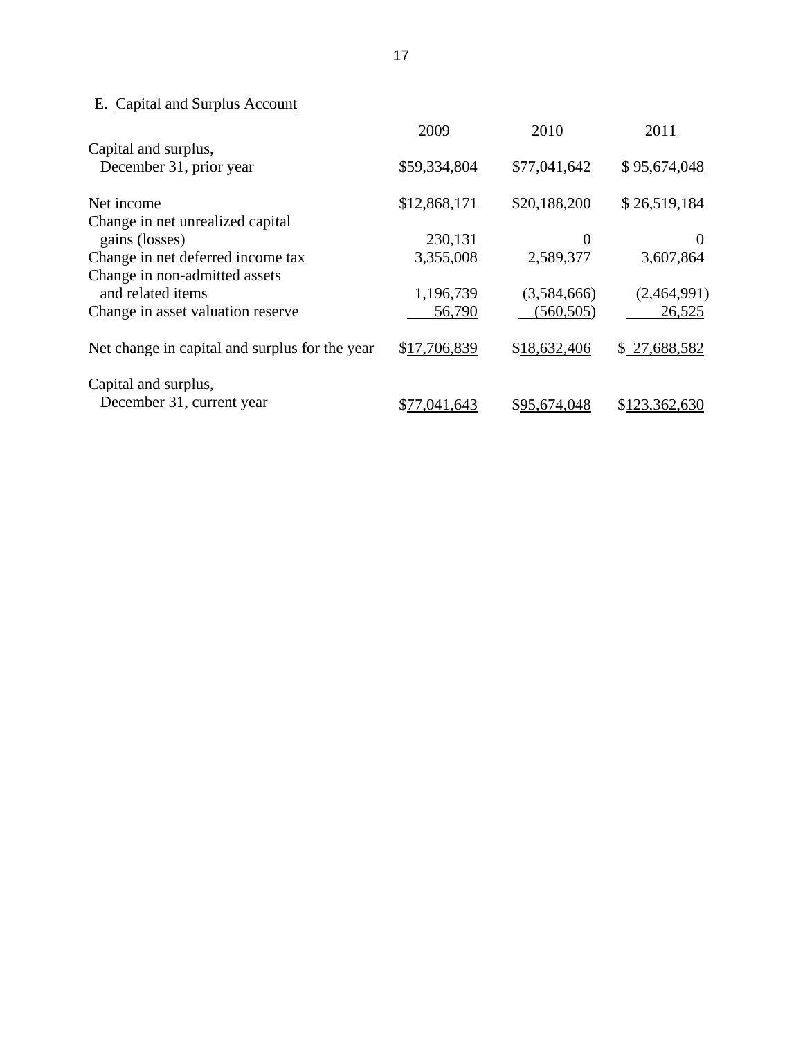E. Capital and Surplus Account

| | 2009 | 2010 | 2011 |
|---|---|---|---|
| Capital and surplus, December 31, prior year | $59,334,804 | $77,041,642 | $ 95,674,048 |
| Net income | $12,868,171 | $20,188,200 | $ 26,519,184 |
| Change in net unrealized capital gains (losses) | 230,131 | 0 | 0 |
| Change in net deferred income tax | 3,355,008 | 2,589,377 | 3,607,864 |
| Change in non-admitted assets and related items | 1,196,739 | (3,584,666) | (2,464,991) |
| Change in asset valuation reserve | 56,790 | (560,505) | 26,525 |
| Net change in capital and surplus for the year | $17,706,839 | $18,632,406 | $ 27,688,582 |
| Capital and surplus, December 31, current year | $77,041,643 | $95,674,048 | $123,362,630 |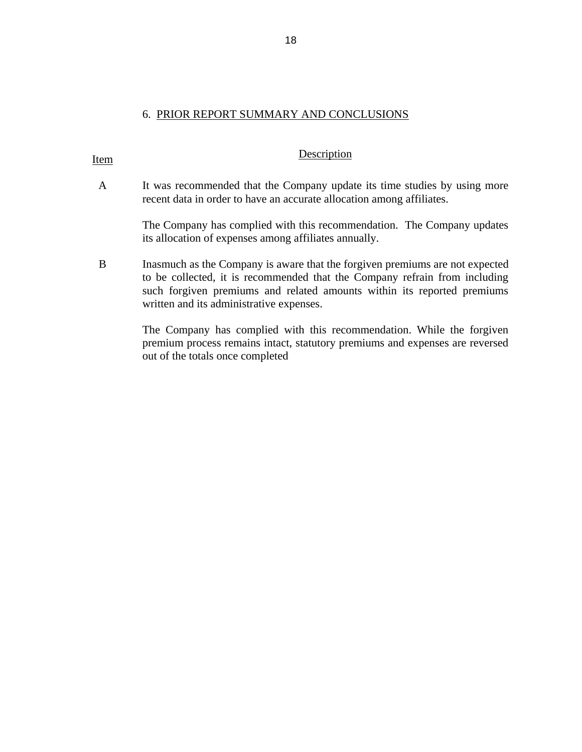## 6. PRIOR REPORT SUMMARY AND CONCLUSIONS

| Item | Description |
|---|---|
| A | It was recommended that the Company update its time studies by using more recent data in order to have an accurate allocation among affiliates. |
| | The Company has complied with this recommendation. The Company updates its allocation of expenses among affiliates annually. |
| B | Inasmuch as the Company is aware that the forgiven premiums are not expected to be collected, it is recommended that the Company refrain from including such forgiven premiums and related amounts within its reported premiums written and its administrative expenses. |
| | The Company has complied with this recommendation. While the forgiven premium process remains intact, statutory premiums and expenses are reversed out of the totals once completed |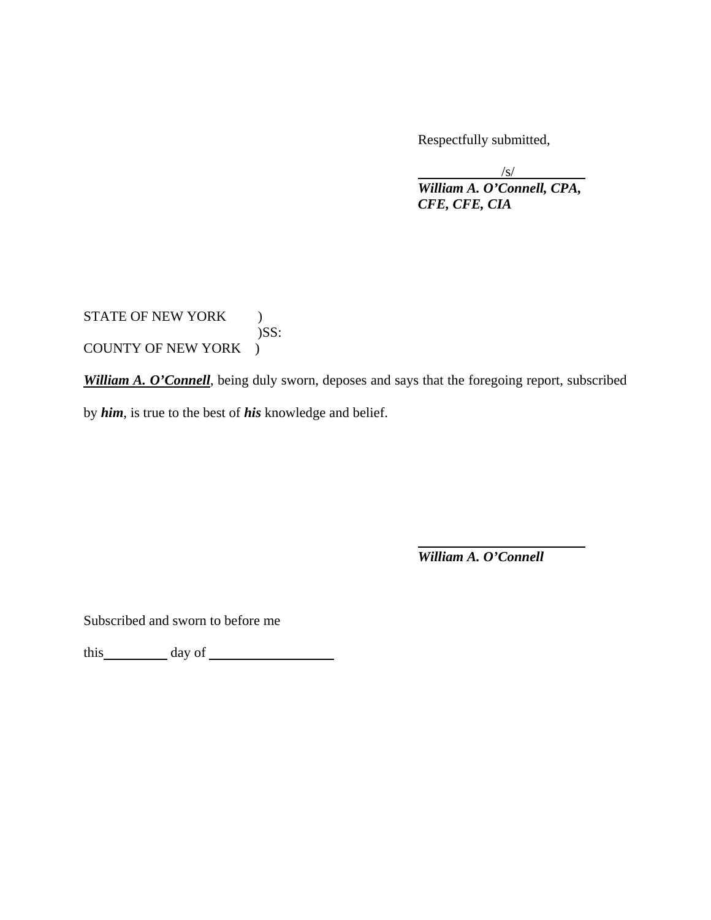Respectfully submitted,

/s/

***William A. O'Connell, CPA, CFE, CFE, CIA***

STATE OF NEW YORK )
)SS:
COUNTY OF NEW YORK )

***William A. O'Connell***, being duly sworn, deposes and says that the foregoing report, subscribed by ***him***, is true to the best of ***his*** knowledge and belief.

___________________________

***William A. O'Connell***

Subscribed and sworn to before me

this__________ day of ___________________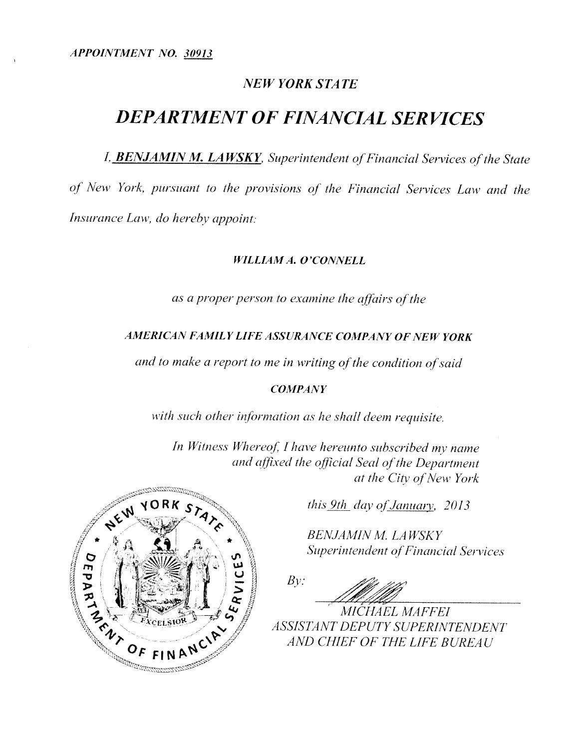*APPOINTMENT NO. 30913*

*NEW YORK STATE*

# *DEPARTMENT OF FINANCIAL SERVICES*

*I, **BENJAMIN M. LAWSKY**, Superintendent of Financial Services of the State of New York, pursuant to the provisions of the Financial Services Law and the Insurance Law, do hereby appoint:*

*WILLIAM A. O'CONNELL*

*as a proper person to examine the affairs of the*

*AMERICAN FAMILY LIFE ASSURANCE COMPANY OF NEW YORK*

*and to make a report to me in writing of the condition of said*

*COMPANY*

*with such other information as he shall deem requisite.*

*In Witness Whereof, I have hereunto subscribed my name and affixed the official Seal of the Department at the City of New York*

*this 9th day of January, 2013*

*BENJAMIN M. LAWSKY*
*Superintendent of Financial Services*

*By:*

*MICHAEL MAFFEI*
*ASSISTANT DEPUTY SUPERINTENDENT AND CHIEF OF THE LIFE BUREAU*

NEW YORK STATE DEPARTMENT OF FINANCIAL SERVICES
EXCELSIOR